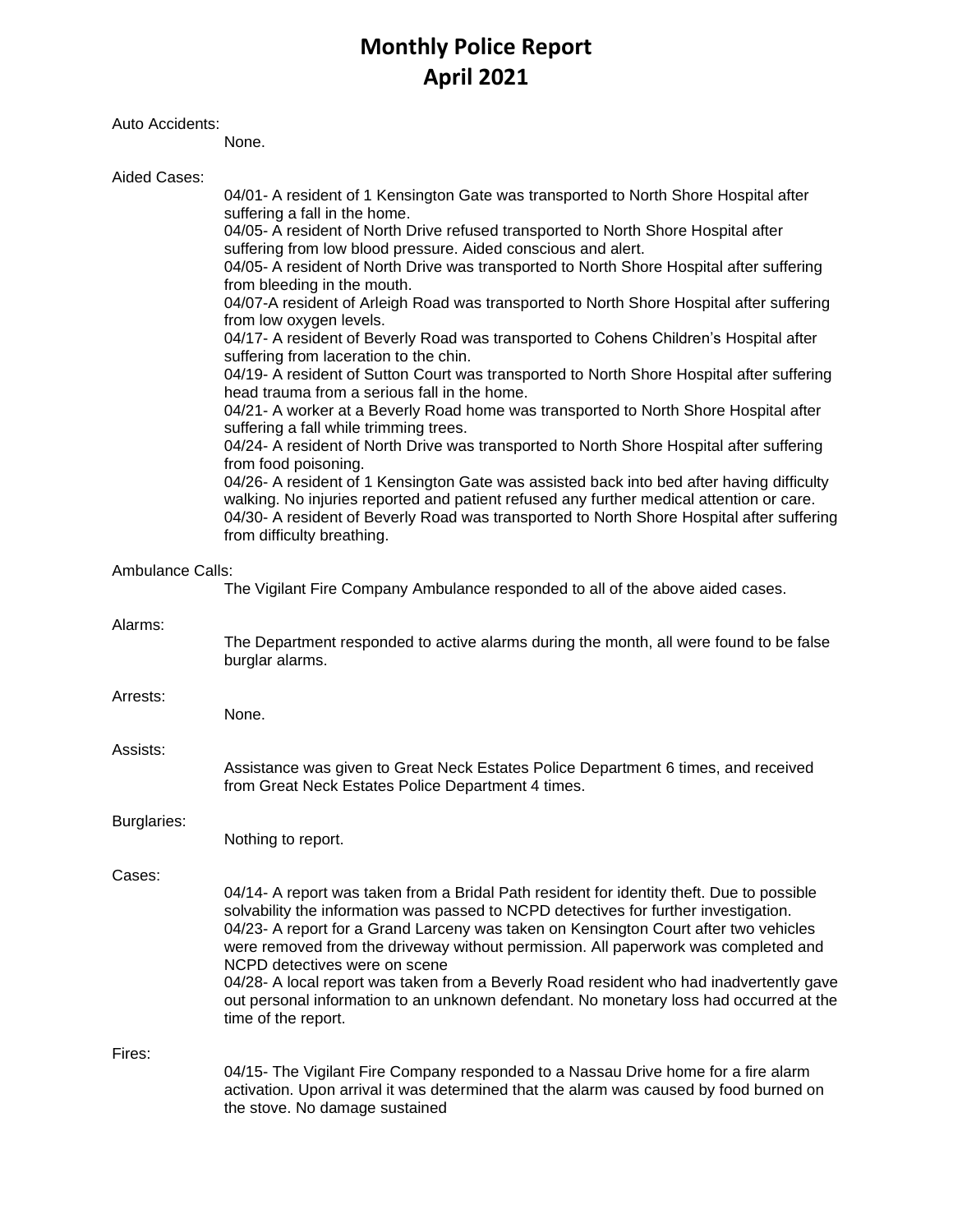# Monthly Police Report
# April 2021

Auto Accidents:

None.

Aided Cases:

04/01- A resident of 1 Kensington Gate was transported to North Shore Hospital after suffering a fall in the home.
04/05- A resident of North Drive refused transported to North Shore Hospital after suffering from low blood pressure. Aided conscious and alert.
04/05- A resident of North Drive was transported to North Shore Hospital after suffering from bleeding in the mouth.
04/07-A resident of Arleigh Road was transported to North Shore Hospital after suffering from low oxygen levels.
04/17- A resident of Beverly Road was transported to Cohens Children's Hospital after suffering from laceration to the chin.
04/19- A resident of Sutton Court was transported to North Shore Hospital after suffering head trauma from a serious fall in the home.
04/21- A worker at a Beverly Road home was transported to North Shore Hospital after suffering a fall while trimming trees.
04/24- A resident of North Drive was transported to North Shore Hospital after suffering from food poisoning.
04/26- A resident of 1 Kensington Gate was assisted back into bed after having difficulty walking. No injuries reported and patient refused any further medical attention or care.
04/30- A resident of Beverly Road was transported to North Shore Hospital after suffering from difficulty breathing.

Ambulance Calls:

The Vigilant Fire Company Ambulance responded to all of the above aided cases.

Alarms:

The Department responded to active alarms during the month, all were found to be false burglar alarms.

Arrests:

None.

Assists:

Assistance was given to Great Neck Estates Police Department 6 times, and received from Great Neck Estates Police Department 4 times.

Burglaries:

Nothing to report.

Cases:

04/14- A report was taken from a Bridal Path resident for identity theft. Due to possible solvability the information was passed to NCPD detectives for further investigation.
04/23- A report for a Grand Larceny was taken on Kensington Court after two vehicles were removed from the driveway without permission. All paperwork was completed and NCPD detectives were on scene
04/28- A local report was taken from a Beverly Road resident who had inadvertently gave out personal information to an unknown defendant. No monetary loss had occurred at the time of the report.

Fires:

04/15- The Vigilant Fire Company responded to a Nassau Drive home for a fire alarm activation. Upon arrival it was determined that the alarm was caused by food burned on the stove. No damage sustained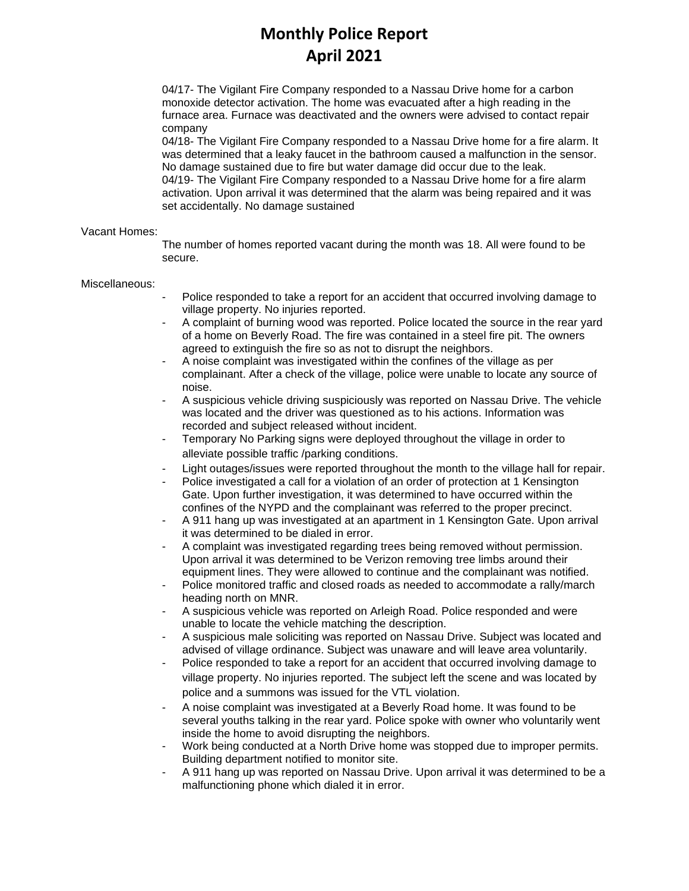# Monthly Police Report
# April 2021

04/17- The Vigilant Fire Company responded to a Nassau Drive home for a carbon monoxide detector activation. The home was evacuated after a high reading in the furnace area. Furnace was deactivated and the owners were advised to contact repair company
04/18- The Vigilant Fire Company responded to a Nassau Drive home for a fire alarm. It was determined that a leaky faucet in the bathroom caused a malfunction in the sensor. No damage sustained due to fire but water damage did occur due to the leak.
04/19- The Vigilant Fire Company responded to a Nassau Drive home for a fire alarm activation. Upon arrival it was determined that the alarm was being repaired and it was set accidentally. No damage sustained

Vacant Homes:

The number of homes reported vacant during the month was 18. All were found to be secure.

Miscellaneous:

- Police responded to take a report for an accident that occurred involving damage to village property. No injuries reported.
- A complaint of burning wood was reported. Police located the source in the rear yard of a home on Beverly Road. The fire was contained in a steel fire pit. The owners agreed to extinguish the fire so as not to disrupt the neighbors.
- A noise complaint was investigated within the confines of the village as per complainant. After a check of the village, police were unable to locate any source of noise.
- A suspicious vehicle driving suspiciously was reported on Nassau Drive. The vehicle was located and the driver was questioned as to his actions. Information was recorded and subject released without incident.
- Temporary No Parking signs were deployed throughout the village in order to alleviate possible traffic /parking conditions.
- Light outages/issues were reported throughout the month to the village hall for repair.
- Police investigated a call for a violation of an order of protection at 1 Kensington Gate. Upon further investigation, it was determined to have occurred within the confines of the NYPD and the complainant was referred to the proper precinct.
- A 911 hang up was investigated at an apartment in 1 Kensington Gate. Upon arrival it was determined to be dialed in error.
- A complaint was investigated regarding trees being removed without permission. Upon arrival it was determined to be Verizon removing tree limbs around their equipment lines. They were allowed to continue and the complainant was notified.
- Police monitored traffic and closed roads as needed to accommodate a rally/march heading north on MNR.
- A suspicious vehicle was reported on Arleigh Road. Police responded and were unable to locate the vehicle matching the description.
- A suspicious male soliciting was reported on Nassau Drive. Subject was located and advised of village ordinance. Subject was unaware and will leave area voluntarily.
- Police responded to take a report for an accident that occurred involving damage to village property. No injuries reported. The subject left the scene and was located by police and a summons was issued for the VTL violation.
- A noise complaint was investigated at a Beverly Road home. It was found to be several youths talking in the rear yard. Police spoke with owner who voluntarily went inside the home to avoid disrupting the neighbors.
- Work being conducted at a North Drive home was stopped due to improper permits. Building department notified to monitor site.
- A 911 hang up was reported on Nassau Drive. Upon arrival it was determined to be a malfunctioning phone which dialed it in error.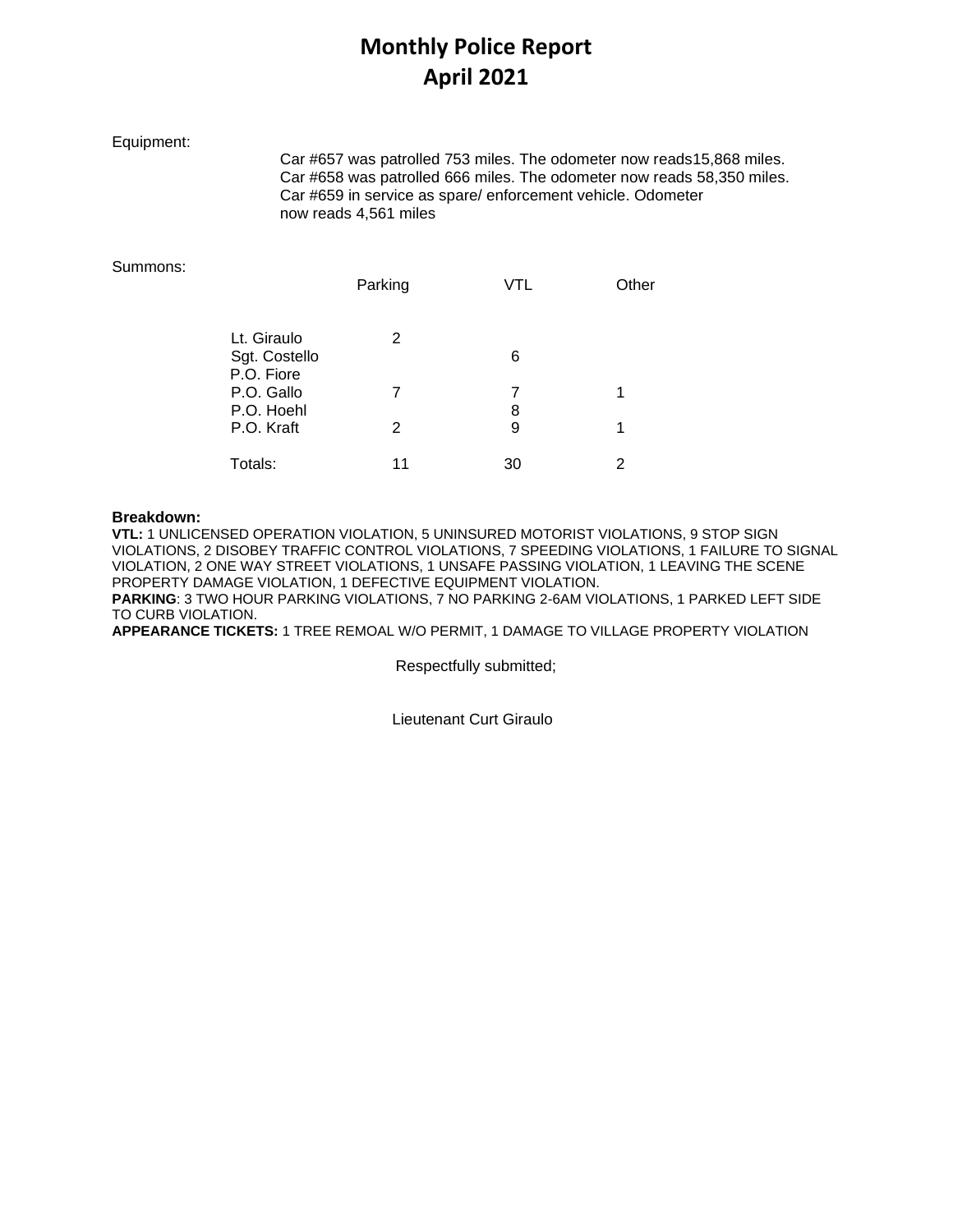# Monthly Police Report
## April 2021

Equipment:

Car #657 was patrolled 753 miles. The odometer now reads15,868 miles.
Car #658 was patrolled 666 miles. The odometer now reads 58,350 miles.
Car #659 in service as spare/ enforcement vehicle. Odometer now reads 4,561 miles

Summons:

| | Parking | VTL | Other |
|---|---|---|---|
| Lt. Giraulo | 2 | | |
| Sgt. Costello | | 6 | |
| P.O. Fiore | | | |
| P.O. Gallo | 7 | 7 | 1 |
| P.O. Hoehl | | 8 | |
| P.O. Kraft | 2 | 9 | 1 |
| Totals: | 11 | 30 | 2 |

**Breakdown:**

**VTL:** 1 UNLICENSED OPERATION VIOLATION, 5 UNINSURED MOTORIST VIOLATIONS, 9 STOP SIGN VIOLATIONS, 2 DISOBEY TRAFFIC CONTROL VIOLATIONS, 7 SPEEDING VIOLATIONS, 1 FAILURE TO SIGNAL VIOLATION, 2 ONE WAY STREET VIOLATIONS, 1 UNSAFE PASSING VIOLATION, 1 LEAVING THE SCENE PROPERTY DAMAGE VIOLATION, 1 DEFECTIVE EQUIPMENT VIOLATION.

**PARKING**: 3 TWO HOUR PARKING VIOLATIONS, 7 NO PARKING 2-6AM VIOLATIONS, 1 PARKED LEFT SIDE TO CURB VIOLATION.

**APPEARANCE TICKETS:** 1 TREE REMOAL W/O PERMIT, 1 DAMAGE TO VILLAGE PROPERTY VIOLATION

Respectfully submitted;

Lieutenant Curt Giraulo